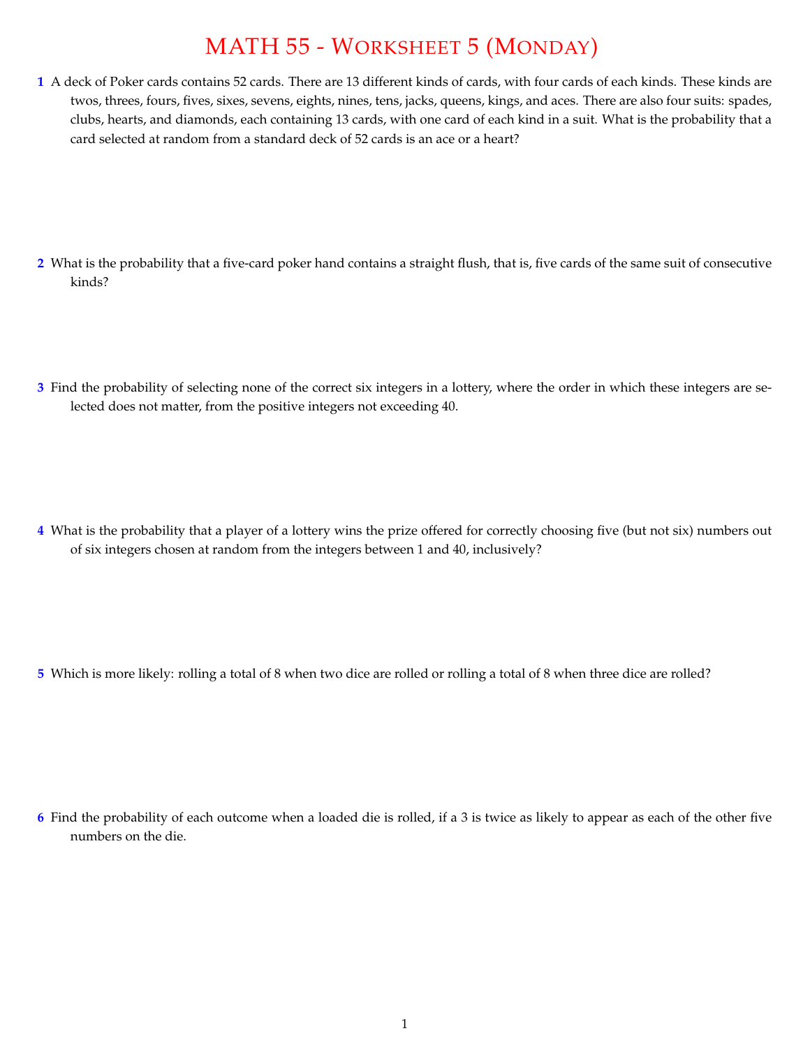# MATH 55 - Worksheet 5 (Monday)

**1** A deck of Poker cards contains 52 cards. There are 13 different kinds of cards, with four cards of each kinds. These kinds are twos, threes, fours, fives, sixes, sevens, eights, nines, tens, jacks, queens, kings, and aces. There are also four suits: spades, clubs, hearts, and diamonds, each containing 13 cards, with one card of each kind in a suit. What is the probability that a card selected at random from a standard deck of 52 cards is an ace or a heart?

**2** What is the probability that a five-card poker hand contains a straight flush, that is, five cards of the same suit of consecutive kinds?

**3** Find the probability of selecting none of the correct six integers in a lottery, where the order in which these integers are selected does not matter, from the positive integers not exceeding 40.

**4** What is the probability that a player of a lottery wins the prize offered for correctly choosing five (but not six) numbers out of six integers chosen at random from the integers between 1 and 40, inclusively?

**5** Which is more likely: rolling a total of 8 when two dice are rolled or rolling a total of 8 when three dice are rolled?

**6** Find the probability of each outcome when a loaded die is rolled, if a 3 is twice as likely to appear as each of the other five numbers on the die.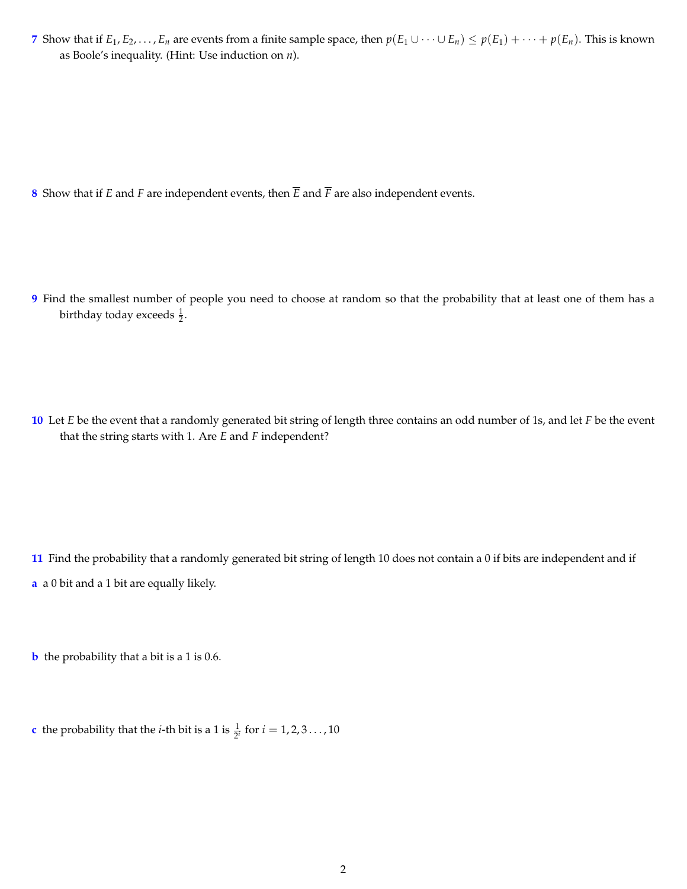**7** Show that if $E_1, E_2, \ldots, E_n$ are events from a finite sample space, then $p(E_1 \cup \cdots \cup E_n) \leq p(E_1) + \cdots + p(E_n)$. This is known as Boole's inequality. (Hint: Use induction on $n$).

**8** Show that if $E$ and $F$ are independent events, then $\overline{E}$ and $\overline{F}$ are also independent events.

**9** Find the smallest number of people you need to choose at random so that the probability that at least one of them has a birthday today exceeds $\frac{1}{2}$.

**10** Let $E$ be the event that a randomly generated bit string of length three contains an odd number of 1s, and let $F$ be the event that the string starts with 1. Are $E$ and $F$ independent?

**11** Find the probability that a randomly generated bit string of length 10 does not contain a 0 if bits are independent and if

**a** a 0 bit and a 1 bit are equally likely.

**b** the probability that a bit is a 1 is 0.6.

**c** the probability that the $i$-th bit is a 1 is $\frac{1}{2^i}$ for $i = 1, 2, 3 \ldots, 10$